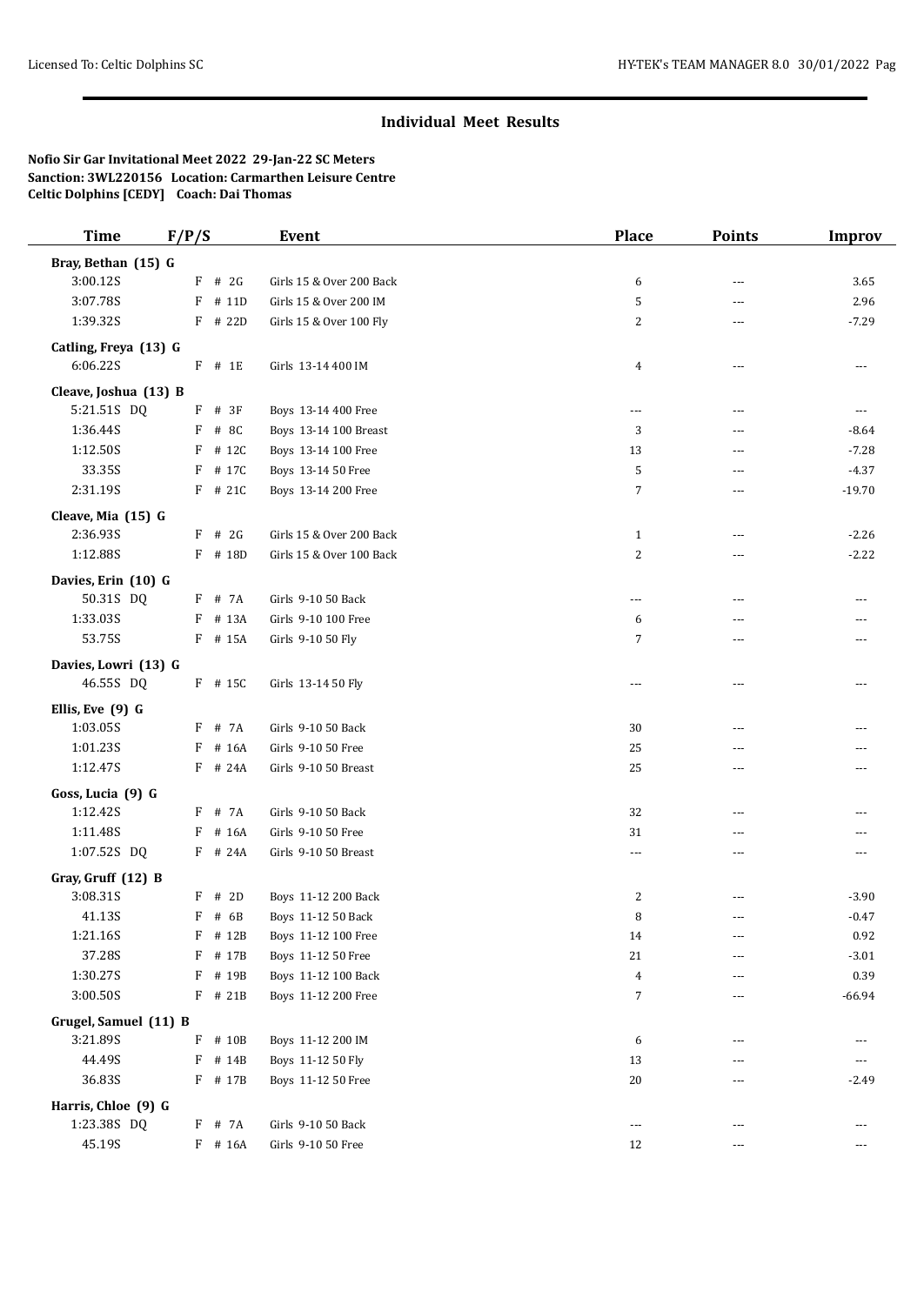## Individual Meet Results

**Nofio Sir Gar Invitational Meet 2022 29-Jan-22 SC Meters**
**Sanction: 3WL220156 Location: Carmarthen Leisure Centre**
**Celtic Dolphins [CEDY] Coach: Dai Thomas**

| Time | F/P/S | Event | Place | Points | Improv |
|---|---|---|---|---|---|
| **Bray, Bethan (15) G** | | | | | |
| 3:00.12S | F # 2G | Girls 15 & Over 200 Back | 6 | --- | 3.65 |
| 3:07.78S | F # 11D | Girls 15 & Over 200 IM | 5 | --- | 2.96 |
| 1:39.32S | F # 22D | Girls 15 & Over 100 Fly | 2 | --- | -7.29 |
| **Catling, Freya (13) G** | | | | | |
| 6:06.22S | F # 1E | Girls 13-14 400 IM | 4 | --- | --- |
| **Cleave, Joshua (13) B** | | | | | |
| 5:21.51S DQ | F # 3F | Boys 13-14 400 Free | --- | --- | --- |
| 1:36.44S | F # 8C | Boys 13-14 100 Breast | 3 | --- | -8.64 |
| 1:12.50S | F # 12C | Boys 13-14 100 Free | 13 | --- | -7.28 |
| 33.35S | F # 17C | Boys 13-14 50 Free | 5 | --- | -4.37 |
| 2:31.19S | F # 21C | Boys 13-14 200 Free | 7 | --- | -19.70 |
| **Cleave, Mia (15) G** | | | | | |
| 2:36.93S | F # 2G | Girls 15 & Over 200 Back | 1 | --- | -2.26 |
| 1:12.88S | F # 18D | Girls 15 & Over 100 Back | 2 | --- | -2.22 |
| **Davies, Erin (10) G** | | | | | |
| 50.31S DQ | F # 7A | Girls 9-10 50 Back | --- | --- | --- |
| 1:33.03S | F # 13A | Girls 9-10 100 Free | 6 | --- | --- |
| 53.75S | F # 15A | Girls 9-10 50 Fly | 7 | --- | --- |
| **Davies, Lowri (13) G** | | | | | |
| 46.55S DQ | F # 15C | Girls 13-14 50 Fly | --- | --- | --- |
| **Ellis, Eve (9) G** | | | | | |
| 1:03.05S | F # 7A | Girls 9-10 50 Back | 30 | --- | --- |
| 1:01.23S | F # 16A | Girls 9-10 50 Free | 25 | --- | --- |
| 1:12.47S | F # 24A | Girls 9-10 50 Breast | 25 | --- | --- |
| **Goss, Lucia (9) G** | | | | | |
| 1:12.42S | F # 7A | Girls 9-10 50 Back | 32 | --- | --- |
| 1:11.48S | F # 16A | Girls 9-10 50 Free | 31 | --- | --- |
| 1:07.52S DQ | F # 24A | Girls 9-10 50 Breast | --- | --- | --- |
| **Gray, Gruff (12) B** | | | | | |
| 3:08.31S | F # 2D | Boys 11-12 200 Back | 2 | --- | -3.90 |
| 41.13S | F # 6B | Boys 11-12 50 Back | 8 | --- | -0.47 |
| 1:21.16S | F # 12B | Boys 11-12 100 Free | 14 | --- | 0.92 |
| 37.28S | F # 17B | Boys 11-12 50 Free | 21 | --- | -3.01 |
| 1:30.27S | F # 19B | Boys 11-12 100 Back | 4 | --- | 0.39 |
| 3:00.50S | F # 21B | Boys 11-12 200 Free | 7 | --- | -66.94 |
| **Grugel, Samuel (11) B** | | | | | |
| 3:21.89S | F # 10B | Boys 11-12 200 IM | 6 | --- | --- |
| 44.49S | F # 14B | Boys 11-12 50 Fly | 13 | --- | --- |
| 36.83S | F # 17B | Boys 11-12 50 Free | 20 | --- | -2.49 |
| **Harris, Chloe (9) G** | | | | | |
| 1:23.38S DQ | F # 7A | Girls 9-10 50 Back | --- | --- | --- |
| 45.19S | F # 16A | Girls 9-10 50 Free | 12 | --- | --- |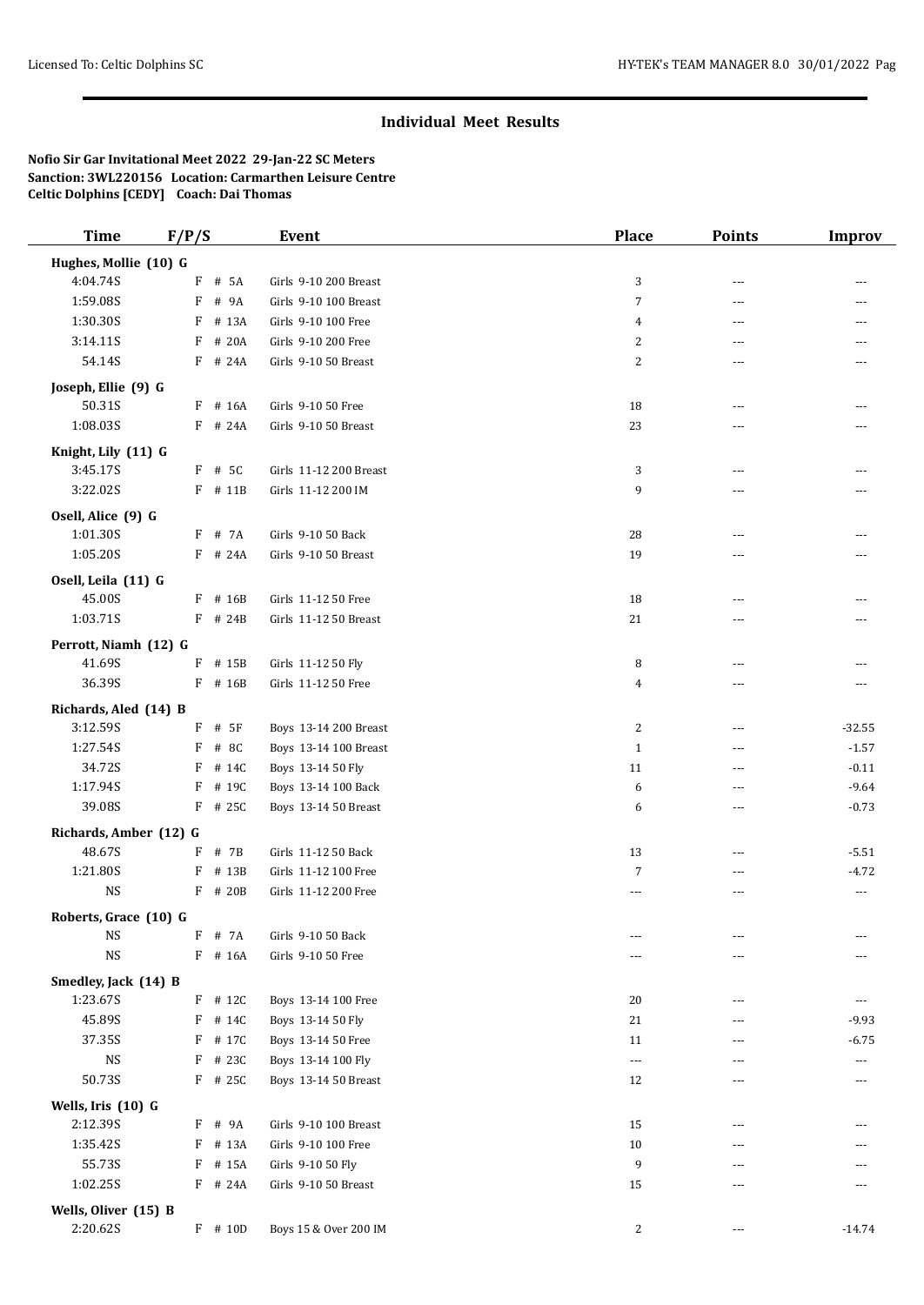## Individual Meet Results

**Nofio Sir Gar Invitational Meet 2022 29-Jan-22 SC Meters**
**Sanction: 3WL220156 Location: Carmarthen Leisure Centre**
**Celtic Dolphins [CEDY] Coach: Dai Thomas**

| Time | F/P/S | | Event | Place | Points | Improv |
|---|---|---|---|---|---|---|
| **Hughes, Mollie (10) G** | | | | | | |
| 4:04.74S | F | # 5A | Girls 9-10 200 Breast | 3 | --- | --- |
| 1:59.08S | F | # 9A | Girls 9-10 100 Breast | 7 | --- | --- |
| 1:30.30S | F | # 13A | Girls 9-10 100 Free | 4 | --- | --- |
| 3:14.11S | F | # 20A | Girls 9-10 200 Free | 2 | --- | --- |
| 54.14S | F | # 24A | Girls 9-10 50 Breast | 2 | --- | --- |
| **Joseph, Ellie (9) G** | | | | | | |
| 50.31S | F | # 16A | Girls 9-10 50 Free | 18 | --- | --- |
| 1:08.03S | F | # 24A | Girls 9-10 50 Breast | 23 | --- | --- |
| **Knight, Lily (11) G** | | | | | | |
| 3:45.17S | F | # 5C | Girls 11-12 200 Breast | 3 | --- | --- |
| 3:22.02S | F | # 11B | Girls 11-12 200 IM | 9 | --- | --- |
| **Osell, Alice (9) G** | | | | | | |
| 1:01.30S | F | # 7A | Girls 9-10 50 Back | 28 | --- | --- |
| 1:05.20S | F | # 24A | Girls 9-10 50 Breast | 19 | --- | --- |
| **Osell, Leila (11) G** | | | | | | |
| 45.00S | F | # 16B | Girls 11-12 50 Free | 18 | --- | --- |
| 1:03.71S | F | # 24B | Girls 11-12 50 Breast | 21 | --- | --- |
| **Perrott, Niamh (12) G** | | | | | | |
| 41.69S | F | # 15B | Girls 11-12 50 Fly | 8 | --- | --- |
| 36.39S | F | # 16B | Girls 11-12 50 Free | 4 | --- | --- |
| **Richards, Aled (14) B** | | | | | | |
| 3:12.59S | F | # 5F | Boys 13-14 200 Breast | 2 | --- | -32.55 |
| 1:27.54S | F | # 8C | Boys 13-14 100 Breast | 1 | --- | -1.57 |
| 34.72S | F | # 14C | Boys 13-14 50 Fly | 11 | --- | -0.11 |
| 1:17.94S | F | # 19C | Boys 13-14 100 Back | 6 | --- | -9.64 |
| 39.08S | F | # 25C | Boys 13-14 50 Breast | 6 | --- | -0.73 |
| **Richards, Amber (12) G** | | | | | | |
| 48.67S | F | # 7B | Girls 11-12 50 Back | 13 | --- | -5.51 |
| 1:21.80S | F | # 13B | Girls 11-12 100 Free | 7 | --- | -4.72 |
| NS | F | # 20B | Girls 11-12 200 Free | --- | --- | --- |
| **Roberts, Grace (10) G** | | | | | | |
| NS | F | # 7A | Girls 9-10 50 Back | --- | --- | --- |
| NS | F | # 16A | Girls 9-10 50 Free | --- | --- | --- |
| **Smedley, Jack (14) B** | | | | | | |
| 1:23.67S | F | # 12C | Boys 13-14 100 Free | 20 | --- | --- |
| 45.89S | F | # 14C | Boys 13-14 50 Fly | 21 | --- | -9.93 |
| 37.35S | F | # 17C | Boys 13-14 50 Free | 11 | --- | -6.75 |
| NS | F | # 23C | Boys 13-14 100 Fly | --- | --- | --- |
| 50.73S | F | # 25C | Boys 13-14 50 Breast | 12 | --- | --- |
| **Wells, Iris (10) G** | | | | | | |
| 2:12.39S | F | # 9A | Girls 9-10 100 Breast | 15 | --- | --- |
| 1:35.42S | F | # 13A | Girls 9-10 100 Free | 10 | --- | --- |
| 55.73S | F | # 15A | Girls 9-10 50 Fly | 9 | --- | --- |
| 1:02.25S | F | # 24A | Girls 9-10 50 Breast | 15 | --- | --- |
| **Wells, Oliver (15) B** | | | | | | |
| 2:20.62S | F | # 10D | Boys 15 & Over 200 IM | 2 | --- | -14.74 |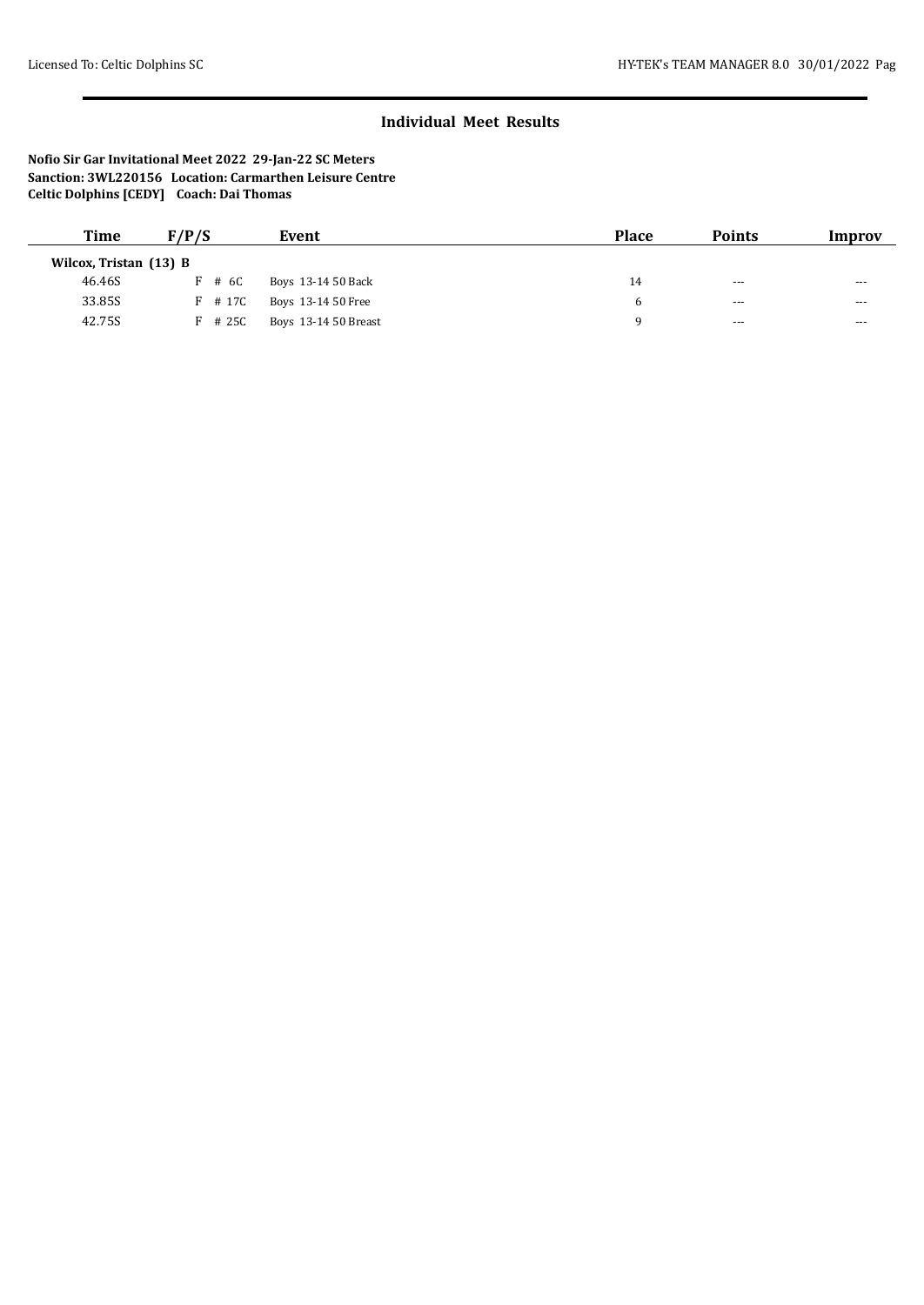## Individual Meet Results

**Nofio Sir Gar Invitational Meet 2022 29-Jan-22 SC Meters**
**Sanction: 3WL220156 Location: Carmarthen Leisure Centre**
**Celtic Dolphins [CEDY] Coach: Dai Thomas**

| Time | F/P/S | Event | Place | Points | Improv |
|---|---|---|---|---|---|
| **Wilcox, Tristan (13) B** | | | | | |
| 46.46S | F # 6C | Boys 13-14 50 Back | 14 | --- | --- |
| 33.85S | F # 17C | Boys 13-14 50 Free | 6 | --- | --- |
| 42.75S | F # 25C | Boys 13-14 50 Breast | 9 | --- | --- |